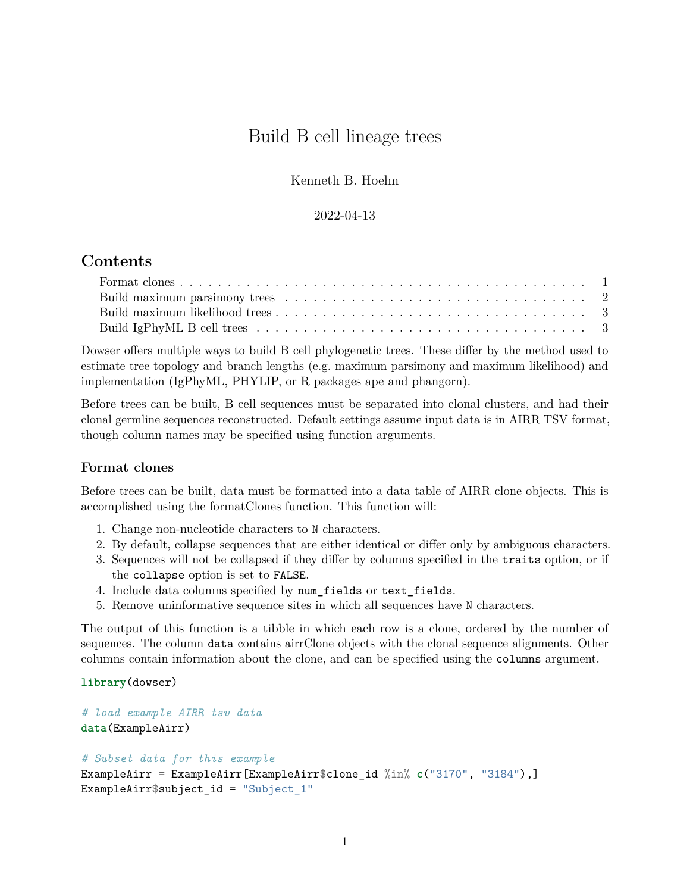# Build B cell lineage trees

Kenneth B. Hoehn

2022-04-13

## Contents

- Format clones . . . . . . . . . . . . . . . . . . . . . . . . . . . . . . . . . . . . . . . . . . . . . . 1
- Build maximum parsimony trees . . . . . . . . . . . . . . . . . . . . . . . . . . . . . . . . . . . 2
- Build maximum likelihood trees . . . . . . . . . . . . . . . . . . . . . . . . . . . . . . . . . . . 3
- Build IgPhyML B cell trees . . . . . . . . . . . . . . . . . . . . . . . . . . . . . . . . . . . . . . 3

Dowser offers multiple ways to build B cell phylogenetic trees. These differ by the method used to estimate tree topology and branch lengths (e.g. maximum parsimony and maximum likelihood) and implementation (IgPhyML, PHYLIP, or R packages ape and phangorn).

Before trees can be built, B cell sequences must be separated into clonal clusters, and had their clonal germline sequences reconstructed. Default settings assume input data is in AIRR TSV format, though column names may be specified using function arguments.

### Format clones

Before trees can be built, data must be formatted into a data table of AIRR clone objects. This is accomplished using the formatClones function. This function will:

1. Change non-nucleotide characters to `N` characters.
2. By default, collapse sequences that are either identical or differ only by ambiguous characters.
3. Sequences will not be collapsed if they differ by columns specified in the `traits` option, or if the `collapse` option is set to `FALSE`.
4. Include data columns specified by `num_fields` or `text_fields`.
5. Remove uninformative sequence sites in which all sequences have `N` characters.

The output of this function is a tibble in which each row is a clone, ordered by the number of sequences. The column `data` contains airrClone objects with the clonal sequence alignments. Other columns contain information about the clone, and can be specified using the `columns` argument.

```r
library(dowser)

# load example AIRR tsv data
data(ExampleAirr)

# Subset data for this example
ExampleAirr = ExampleAirr[ExampleAirr$clone_id %in% c("3170", "3184"),]
ExampleAirr$subject_id = "Subject_1"
```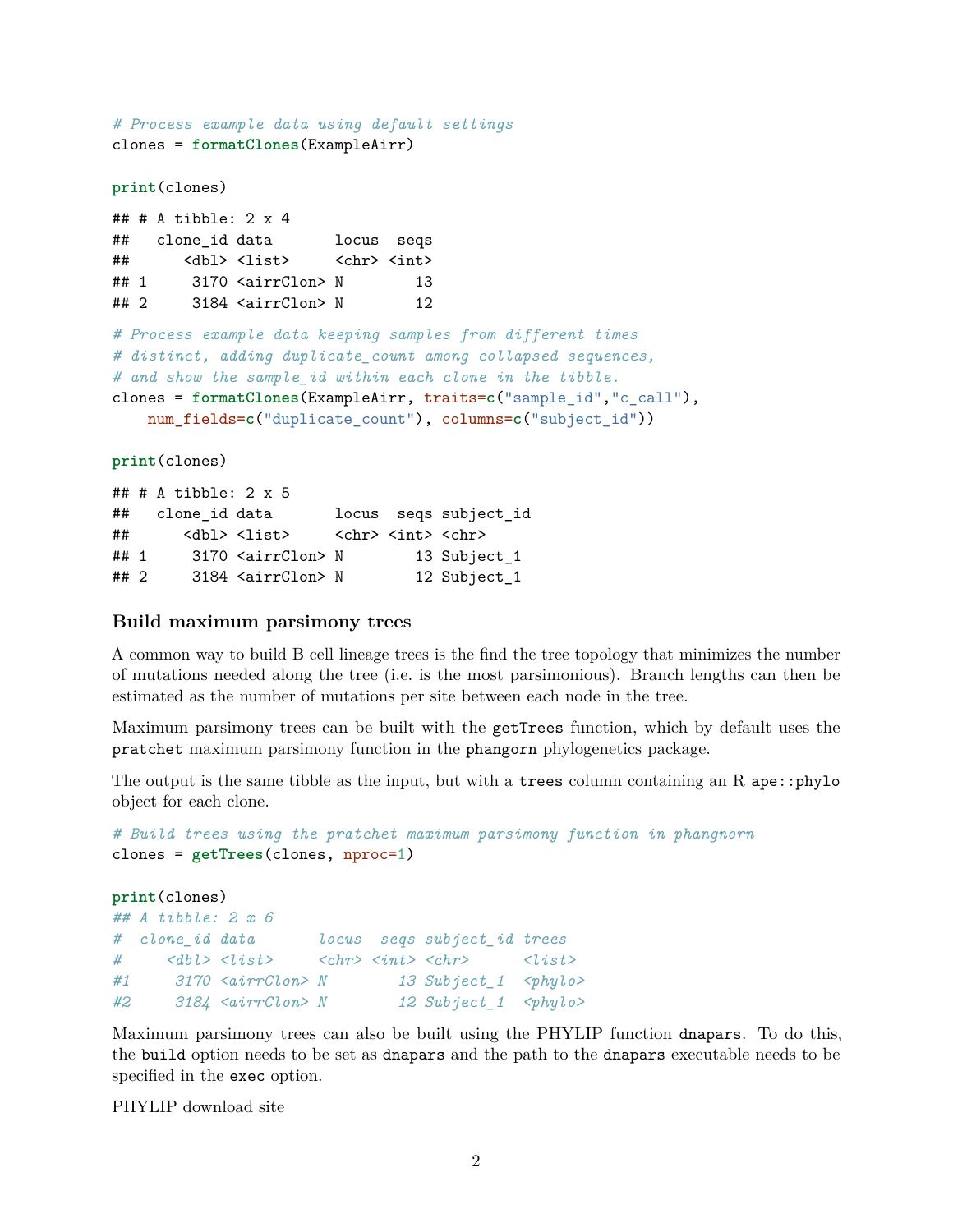```r
# Process example data using default settings
clones = formatClones(ExampleAirr)

print(clones)
```

```
## # A tibble: 2 x 4
##   clone_id data       locus  seqs
##      <dbl> <list>     <chr> <int>
## 1     3170 <airrClon> N        13
## 2     3184 <airrClon> N        12
```

```r
# Process example data keeping samples from different times
# distinct, adding duplicate_count among collapsed sequences,
# and show the sample_id within each clone in the tibble.
clones = formatClones(ExampleAirr, traits=c("sample_id","c_call"),
    num_fields=c("duplicate_count"), columns=c("subject_id"))

print(clones)
```

```
## # A tibble: 2 x 5
##   clone_id data       locus  seqs subject_id
##      <dbl> <list>     <chr> <int> <chr>
## 1     3170 <airrClon> N        13 Subject_1
## 2     3184 <airrClon> N        12 Subject_1
```

### Build maximum parsimony trees

A common way to build B cell lineage trees is the find the tree topology that minimizes the number of mutations needed along the tree (i.e. is the most parsimonious). Branch lengths can then be estimated as the number of mutations per site between each node in the tree.

Maximum parsimony trees can be built with the `getTrees` function, which by default uses the `pratchet` maximum parsimony function in the `phangorn` phylogenetics package.

The output is the same tibble as the input, but with a `trees` column containing an R `ape::phylo` object for each clone.

```r
# Build trees using the pratchet maximum parsimony function in phangnorn
clones = getTrees(clones, nproc=1)

print(clones)
## A tibble: 2 x 6
#  clone_id data       locus  seqs subject_id trees
#     <dbl> <list>     <chr> <int> <chr>      <list>
#1     3170 <airrClon> N        13 Subject_1  <phylo>
#2     3184 <airrClon> N        12 Subject_1  <phylo>
```

Maximum parsimony trees can also be built using the PHYLIP function `dnapars`. To do this, the `build` option needs to be set as `dnapars` and the path to the `dnapars` executable needs to be specified in the `exec` option.

PHYLIP download site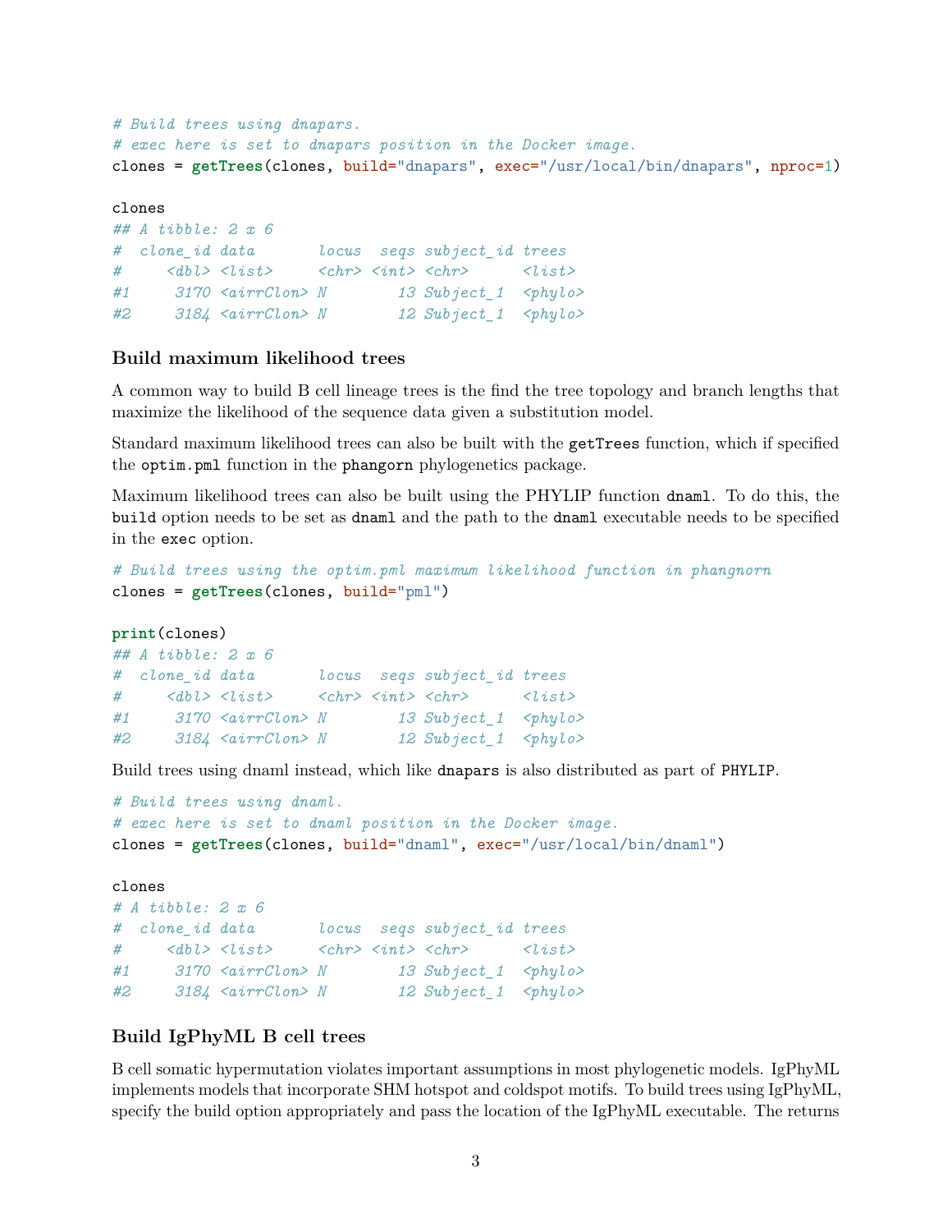```r
# Build trees using dnapars.
# exec here is set to dnapars position in the Docker image.
clones = getTrees(clones, build="dnapars", exec="/usr/local/bin/dnapars", nproc=1)

clones
## A tibble: 2 x 6
#  clone_id data       locus  seqs subject_id trees
#     <dbl> <list>     <chr> <int> <chr>      <list>
#1     3170 <airrClon> N        13 Subject_1  <phylo>
#2     3184 <airrClon> N        12 Subject_1  <phylo>
```

### Build maximum likelihood trees

A common way to build B cell lineage trees is the find the tree topology and branch lengths that maximize the likelihood of the sequence data given a substitution model.

Standard maximum likelihood trees can also be built with the `getTrees` function, which if specified the `optim.pml` function in the `phangorn` phylogenetics package.

Maximum likelihood trees can also be built using the PHYLIP function `dnaml`. To do this, the `build` option needs to be set as `dnaml` and the path to the `dnaml` executable needs to be specified in the `exec` option.

```r
# Build trees using the optim.pml maximum likelihood function in phangnorn
clones = getTrees(clones, build="pml")

print(clones)
## A tibble: 2 x 6
#  clone_id data       locus  seqs subject_id trees
#     <dbl> <list>     <chr> <int> <chr>      <list>
#1     3170 <airrClon> N        13 Subject_1  <phylo>
#2     3184 <airrClon> N        12 Subject_1  <phylo>
```

Build trees using dnaml instead, which like `dnapars` is also distributed as part of `PHYLIP`.

```r
# Build trees using dnaml.
# exec here is set to dnaml position in the Docker image.
clones = getTrees(clones, build="dnaml", exec="/usr/local/bin/dnaml")

clones
# A tibble: 2 x 6
#  clone_id data       locus  seqs subject_id trees
#     <dbl> <list>     <chr> <int> <chr>      <list>
#1     3170 <airrClon> N        13 Subject_1  <phylo>
#2     3184 <airrClon> N        12 Subject_1  <phylo>
```

### Build IgPhyML B cell trees

B cell somatic hypermutation violates important assumptions in most phylogenetic models. IgPhyML implements models that incorporate SHM hotspot and coldspot motifs. To build trees using IgPhyML, specify the build option appropriately and pass the location of the IgPhyML executable. The returns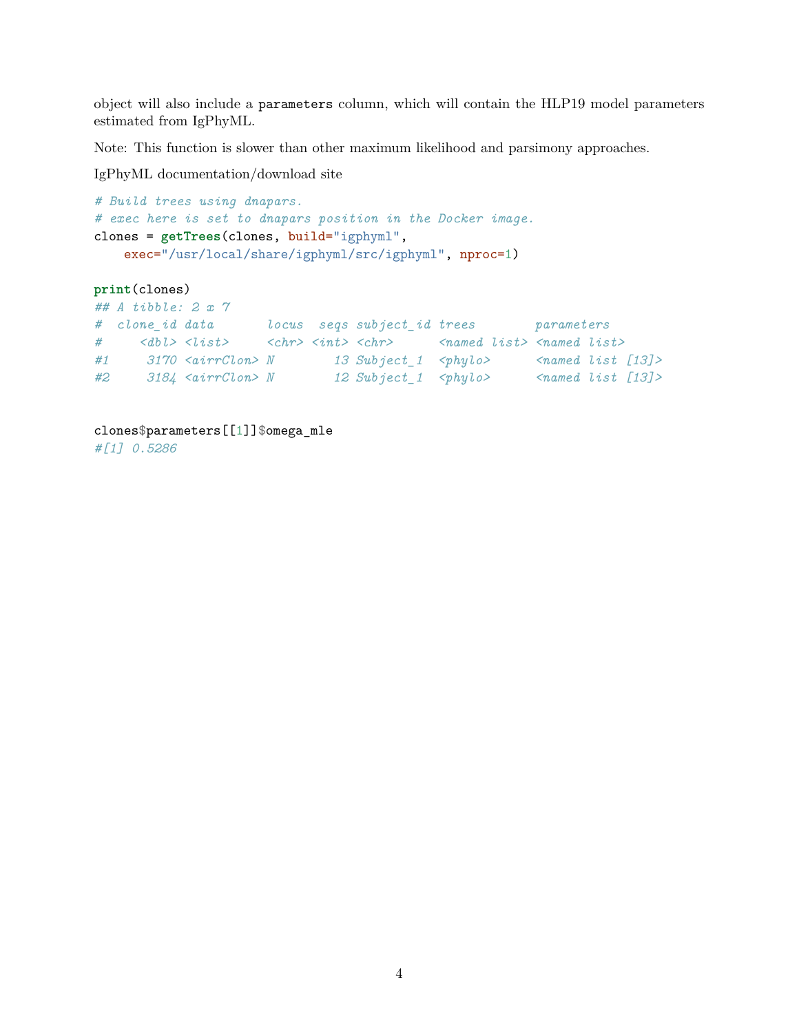object will also include a `parameters` column, which will contain the HLP19 model parameters estimated from IgPhyML.

Note: This function is slower than other maximum likelihood and parsimony approaches.

IgPhyML documentation/download site

```
# Build trees using dnapars.
# exec here is set to dnapars position in the Docker image.
clones = getTrees(clones, build="igphyml",
    exec="/usr/local/share/igphyml/src/igphyml", nproc=1)

print(clones)
## A tibble: 2 x 7
#  clone_id data       locus  seqs subject_id trees        parameters
#     <dbl> <list>     <chr> <int> <chr>      <named list> <named list>
#1     3170 <airrClon> N        13 Subject_1  <phylo>      <named list [13]>
#2     3184 <airrClon> N        12 Subject_1  <phylo>      <named list [13]>


clones$parameters[[1]]$omega_mle
#[1] 0.5286
```